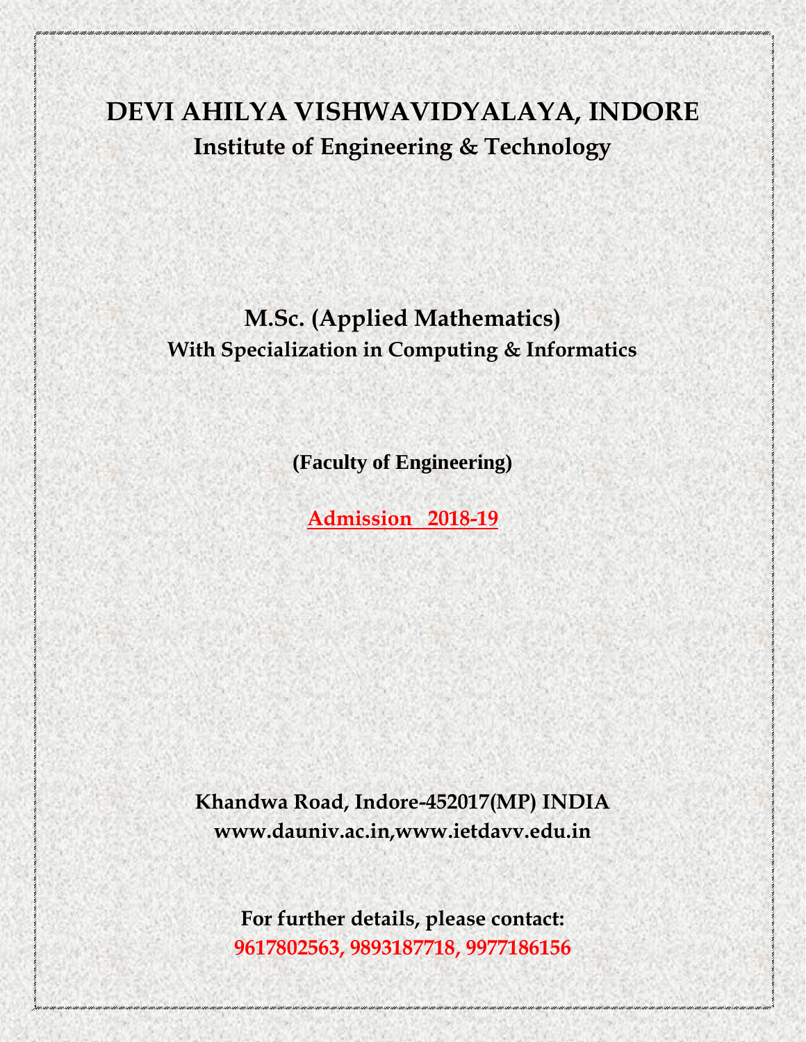# DEVI AHILYA VISHWAVIDYALAYA, INDORE

## Institute of Engineering & Technology

## M.Sc. (Applied Mathematics)

### With Specialization in Computing & Informatics

**(Faculty of Engineering)**

**Admission 2018-19**

**Khandwa Road, Indore-452017(MP) INDIA**
**www.dauniv.ac.in,www.ietdavv.edu.in**

**For further details, please contact:**
**9617802563, 9893187718, 9977186156**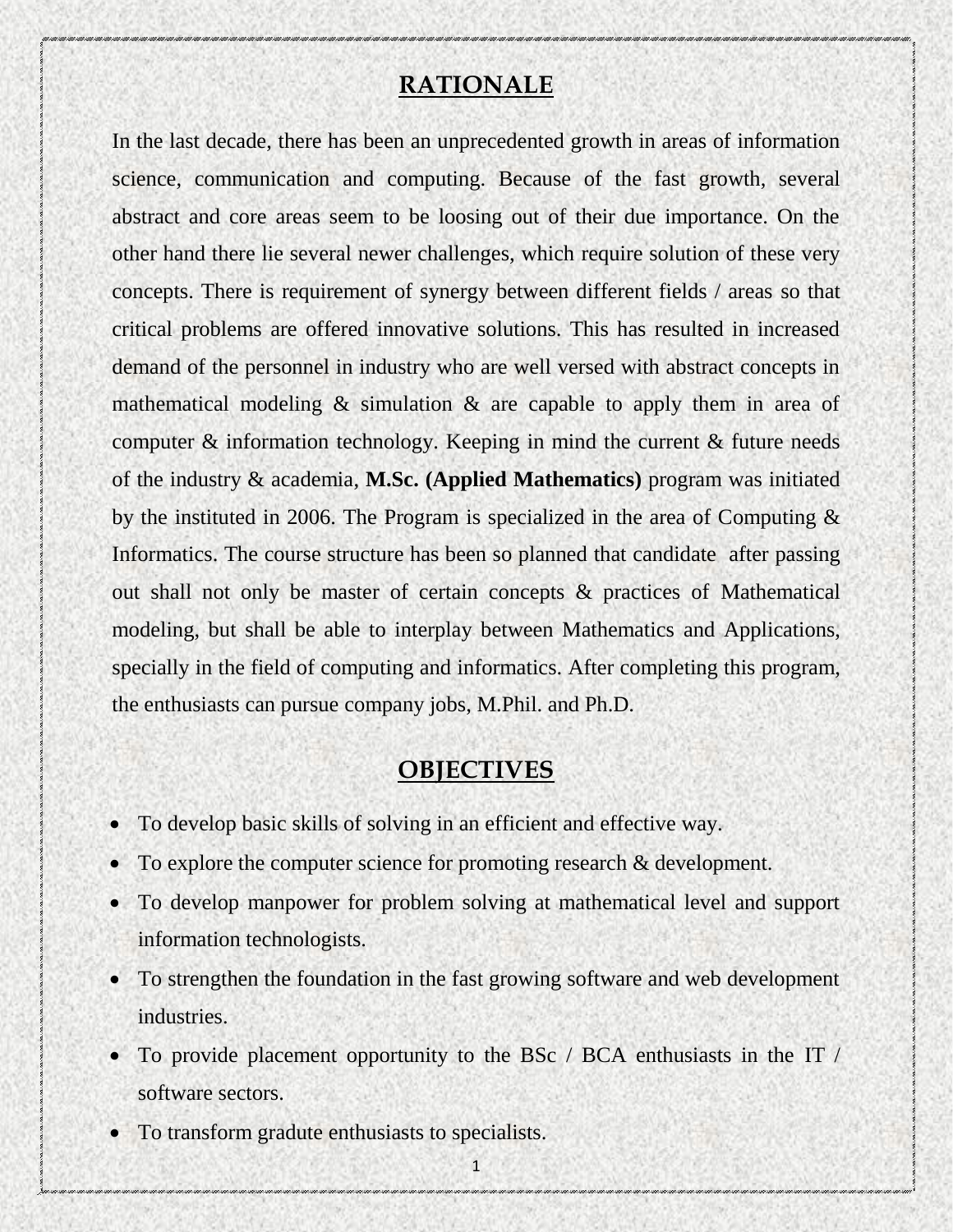## RATIONALE

In the last decade, there has been an unprecedented growth in areas of information science, communication and computing. Because of the fast growth, several abstract and core areas seem to be loosing out of their due importance. On the other hand there lie several newer challenges, which require solution of these very concepts. There is requirement of synergy between different fields / areas so that critical problems are offered innovative solutions. This has resulted in increased demand of the personnel in industry who are well versed with abstract concepts in mathematical modeling & simulation & are capable to apply them in area of computer & information technology. Keeping in mind the current & future needs of the industry & academia, **M.Sc. (Applied Mathematics)** program was initiated by the instituted in 2006. The Program is specialized in the area of Computing & Informatics. The course structure has been so planned that candidate after passing out shall not only be master of certain concepts & practices of Mathematical modeling, but shall be able to interplay between Mathematics and Applications, specially in the field of computing and informatics. After completing this program, the enthusiasts can pursue company jobs, M.Phil. and Ph.D.

## OBJECTIVES

- To develop basic skills of solving in an efficient and effective way.
- To explore the computer science for promoting research & development.
- To develop manpower for problem solving at mathematical level and support information technologists.
- To strengthen the foundation in the fast growing software and web development industries.
- To provide placement opportunity to the BSc / BCA enthusiasts in the IT / software sectors.
- To transform gradute enthusiasts to specialists.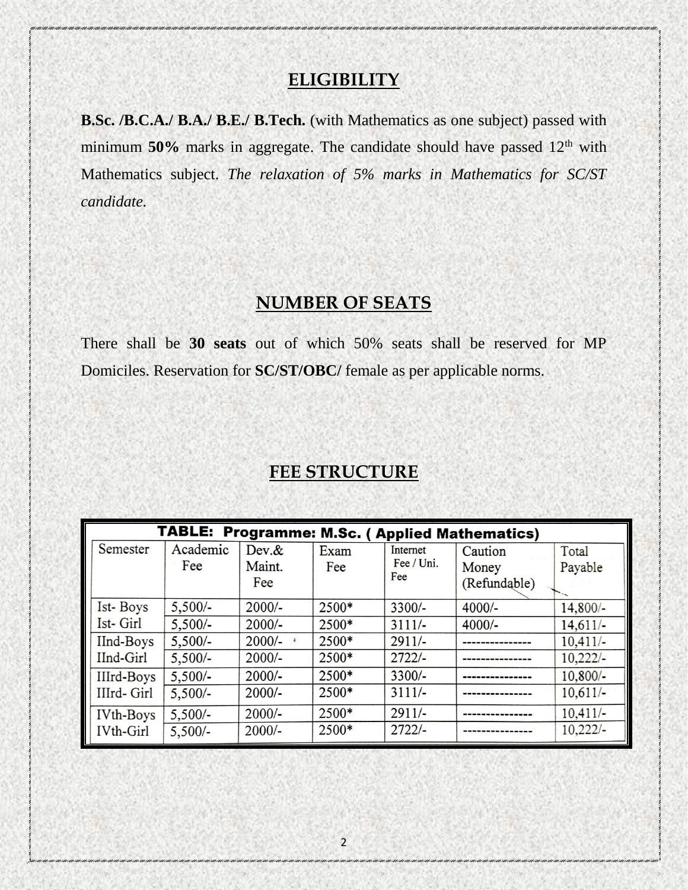## ELIGIBILITY

**B.Sc. /B.C.A./ B.A./ B.E./ B.Tech.** (with Mathematics as one subject) passed with minimum **50%** marks in aggregate. The candidate should have passed 12th with Mathematics subject. *The relaxation of 5% marks in Mathematics for SC/ST candidate.*

## NUMBER OF SEATS

There shall be **30 seats** out of which 50% seats shall be reserved for MP Domiciles. Reservation for **SC/ST/OBC/** female as per applicable norms.

## FEE STRUCTURE

**TABLE: Programme: M.Sc. ( Applied Mathematics)**

| Semester | Academic Fee | Dev.& Maint. Fee | Exam Fee | Internet Fee / Uni. Fee | Caution Money (Refundable) | Total Payable |
|---|---|---|---|---|---|---|
| Ist- Boys | 5,500/- | 2000/- | 2500* | 3300/- | 4000/- | 14,800/- |
| Ist- Girl | 5,500/- | 2000/- | 2500* | 3111/- | 4000/- | 14,611/- |
| IInd-Boys | 5,500/- | 2000/- | 2500* | 2911/- | --------------- | 10,411/- |
| IInd-Girl | 5,500/- | 2000/- | 2500* | 2722/- | --------------- | 10,222/- |
| IIIrd-Boys | 5,500/- | 2000/- | 2500* | 3300/- | --------------- | 10,800/- |
| IIIrd- Girl | 5,500/- | 2000/- | 2500* | 3111/- | --------------- | 10,611/- |
| IVth-Boys | 5,500/- | 2000/- | 2500* | 2911/- | --------------- | 10,411/- |
| IVth-Girl | 5,500/- | 2000/- | 2500* | 2722/- | --------------- | 10,222/- |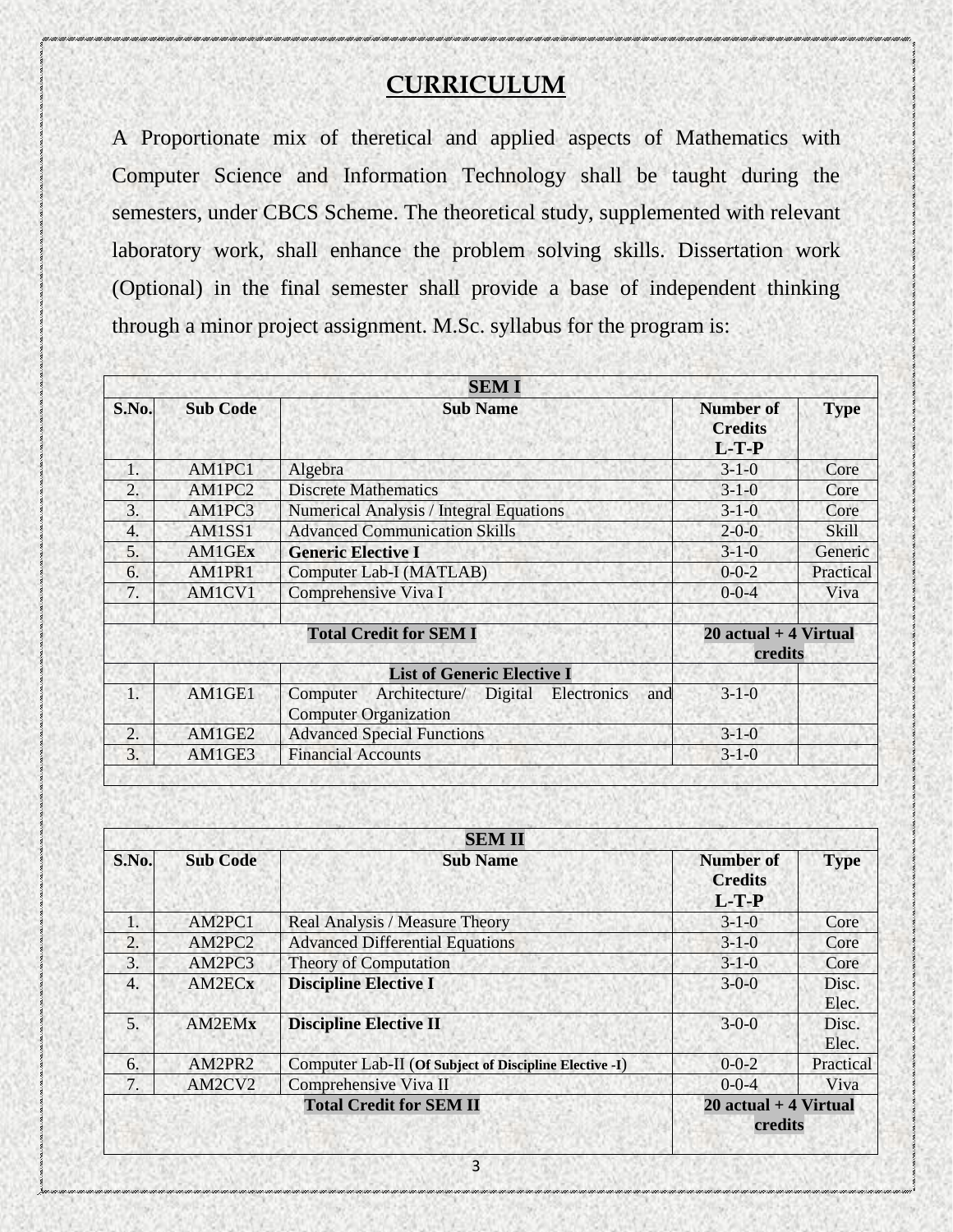# CURRICULUM

A Proportionate mix of theretical and applied aspects of Mathematics with Computer Science and Information Technology shall be taught during the semesters, under CBCS Scheme. The theoretical study, supplemented with relevant laboratory work, shall enhance the problem solving skills. Dissertation work (Optional) in the final semester shall provide a base of independent thinking through a minor project assignment. M.Sc. syllabus for the program is:

| **SEM I** | | | | |
|---|---|---|---|---|
| **S.No.** | **Sub Code** | **Sub Name** | **Number of Credits L-T-P** | **Type** |
| 1. | AM1PC1 | Algebra | 3-1-0 | Core |
| 2. | AM1PC2 | Discrete Mathematics | 3-1-0 | Core |
| 3. | AM1PC3 | Numerical Analysis / Integral Equations | 3-1-0 | Core |
| 4. | AM1SS1 | Advanced Communication Skills | 2-0-0 | Skill |
| 5. | AM1GE**x** | **Generic Elective I** | 3-1-0 | Generic |
| 6. | AM1PR1 | Computer Lab-I (MATLAB) | 0-0-2 | Practical |
| 7. | AM1CV1 | Comprehensive Viva I | 0-0-4 | Viva |
| | | | | |
| | | **Total Credit for SEM I** | **20 actual + 4 Virtual credits** | |
| | | **List of Generic Elective I** | | |
| 1. | AM1GE1 | Computer Architecture/ Digital Electronics and Computer Organization | 3-1-0 | |
| 2. | AM1GE2 | Advanced Special Functions | 3-1-0 | |
| 3. | AM1GE3 | Financial Accounts | 3-1-0 | |

| **SEM II** | | | | |
|---|---|---|---|---|
| **S.No.** | **Sub Code** | **Sub Name** | **Number of Credits L-T-P** | **Type** |
| 1. | AM2PC1 | Real Analysis / Measure Theory | 3-1-0 | Core |
| 2. | AM2PC2 | Advanced Differential Equations | 3-1-0 | Core |
| 3. | AM2PC3 | Theory of Computation | 3-1-0 | Core |
| 4. | AM2EC**x** | **Discipline Elective I** | 3-0-0 | Disc. Elec. |
| 5. | AM2EM**x** | **Discipline Elective II** | 3-0-0 | Disc. Elec. |
| 6. | AM2PR2 | Computer Lab-II (**Of Subject of Discipline Elective -I**) | 0-0-2 | Practical |
| 7. | AM2CV2 | Comprehensive Viva II | 0-0-4 | Viva |
| | | **Total Credit for SEM II** | **20 actual + 4 Virtual credits** | |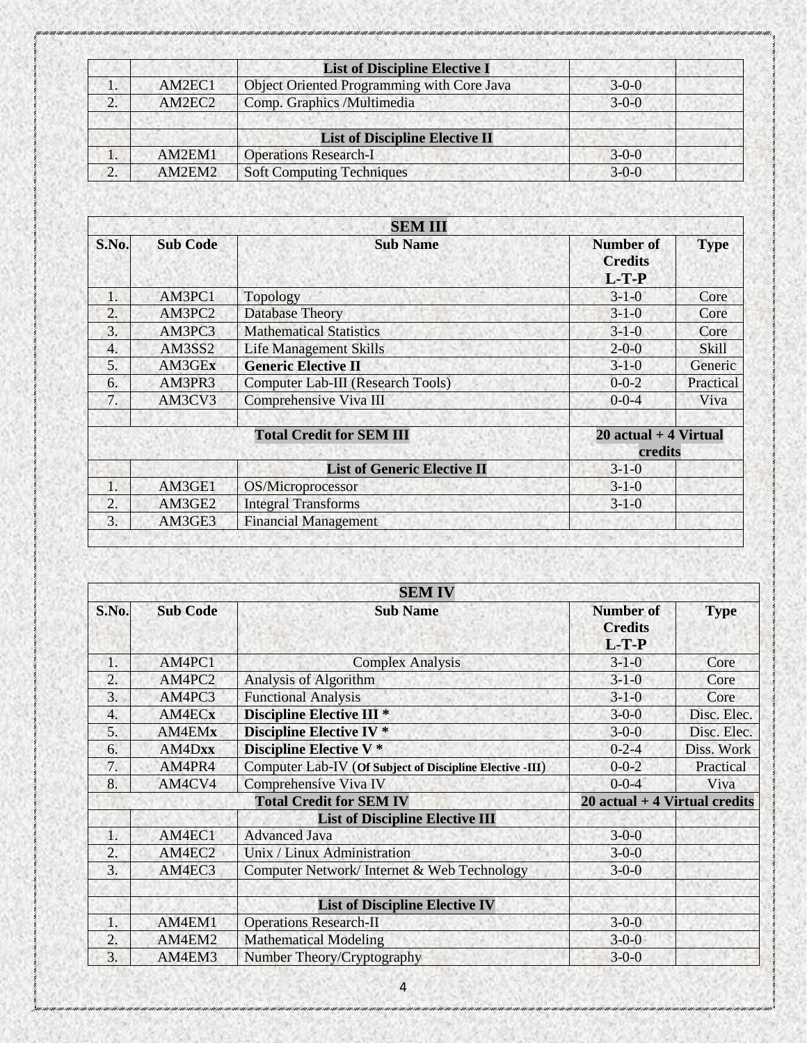|  |  | **List of Discipline Elective I** |  |  |
| --- | --- | --- | --- | --- |
| 1. | AM2EC1 | Object Oriented Programming with Core Java | 3-0-0 |  |
| 2. | AM2EC2 | Comp. Graphics /Multimedia | 3-0-0 |  |
|  |  |  |  |  |
|  |  | **List of Discipline Elective II** |  |  |
| 1. | AM2EM1 | Operations Research-I | 3-0-0 |  |
| 2. | AM2EM2 | Soft Computing Techniques | 3-0-0 |  |

| **SEM III** |  |  |  |  |
| --- | --- | --- | --- | --- |
| **S.No.** | **Sub Code** | **Sub Name** | **Number of Credits L-T-P** | **Type** |
| 1. | AM3PC1 | Topology | 3-1-0 | Core |
| 2. | AM3PC2 | Database Theory | 3-1-0 | Core |
| 3. | AM3PC3 | Mathematical Statistics | 3-1-0 | Core |
| 4. | AM3SS2 | Life Management Skills | 2-0-0 | Skill |
| 5. | AM3GE**x** | **Generic Elective II** | 3-1-0 | Generic |
| 6. | AM3PR3 | Computer Lab-III (Research Tools) | 0-0-2 | Practical |
| 7. | AM3CV3 | Comprehensive Viva III | 0-0-4 | Viva |
|  |  |  |  |  |
|  |  | **Total Credit for SEM III** | **20 actual + 4 Virtual credits** |  |
|  |  | **List of Generic Elective II** | 3-1-0 |  |
| 1. | AM3GE1 | OS/Microprocessor | 3-1-0 |  |
| 2. | AM3GE2 | Integral Transforms | 3-1-0 |  |
| 3. | AM3GE3 | Financial Management |  |  |

| **SEM IV** |  |  |  |  |
| --- | --- | --- | --- | --- |
| **S.No.** | **Sub Code** | **Sub Name** | **Number of Credits L-T-P** | **Type** |
| 1. | AM4PC1 | Complex Analysis | 3-1-0 | Core |
| 2. | AM4PC2 | Analysis of Algorithm | 3-1-0 | Core |
| 3. | AM4PC3 | Functional Analysis | 3-1-0 | Core |
| 4. | AM4EC**x** | **Discipline Elective III *** | 3-0-0 | Disc. Elec. |
| 5. | AM4EM**x** | **Discipline Elective IV *** | 3-0-0 | Disc. Elec. |
| 6. | AM4D**xx** | **Discipline Elective V *** | 0-2-4 | Diss. Work |
| 7. | AM4PR4 | Computer Lab-IV (**Of Subject of Discipline Elective -III**) | 0-0-2 | Practical |
| 8. | AM4CV4 | Comprehensive Viva IV | 0-0-4 | Viva |
|  |  | **Total Credit for SEM IV** | **20 actual + 4 Virtual credits** |  |
|  |  | **List of Discipline Elective III** |  |  |
| 1. | AM4EC1 | Advanced Java | 3-0-0 |  |
| 2. | AM4EC2 | Unix / Linux Administration | 3-0-0 |  |
| 3. | AM4EC3 | Computer Network/ Internet & Web Technology | 3-0-0 |  |
|  |  |  |  |  |
|  |  | **List of Discipline Elective IV** |  |  |
| 1. | AM4EM1 | Operations Research-II | 3-0-0 |  |
| 2. | AM4EM2 | Mathematical Modeling | 3-0-0 |  |
| 3. | AM4EM3 | Number Theory/Cryptography | 3-0-0 |  |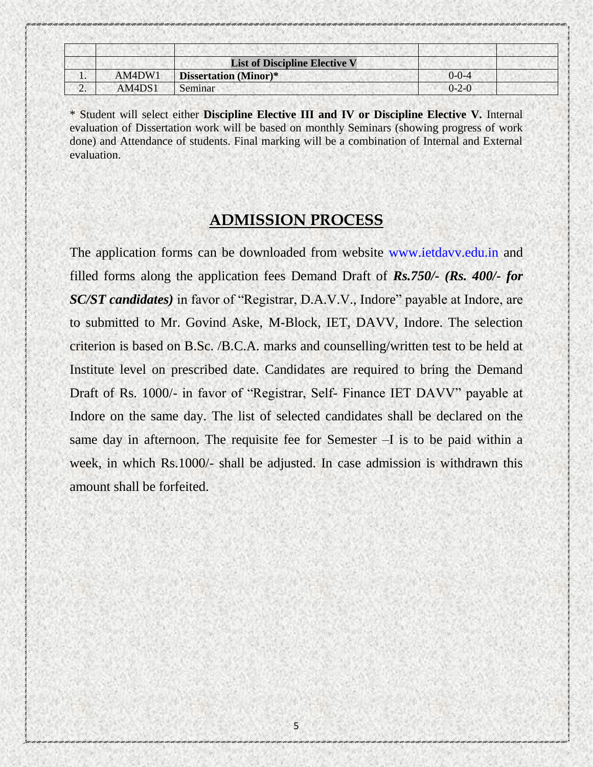| | | | | |
|---|---|---|---|---|
| | | **List of Discipline Elective V** | | |
| 1. | AM4DW1 | **Dissertation (Minor)*** | 0-0-4 | |
| 2. | AM4DS1 | Seminar | 0-2-0 | |

* Student will select either **Discipline Elective III and IV or Discipline Elective V.** Internal evaluation of Dissertation work will be based on monthly Seminars (showing progress of work done) and Attendance of students. Final marking will be a combination of Internal and External evaluation.

## ADMISSION PROCESS

The application forms can be downloaded from website www.ietdavv.edu.in and filled forms along the application fees Demand Draft of ***Rs.750/- (Rs. 400/- for SC/ST candidates)*** in favor of "Registrar, D.A.V.V., Indore" payable at Indore, are to submitted to Mr. Govind Aske, M-Block, IET, DAVV, Indore. The selection criterion is based on B.Sc. /B.C.A. marks and counselling/written test to be held at Institute level on prescribed date. Candidates are required to bring the Demand Draft of Rs. 1000/- in favor of "Registrar, Self- Finance IET DAVV" payable at Indore on the same day. The list of selected candidates shall be declared on the same day in afternoon. The requisite fee for Semester –I is to be paid within a week, in which Rs.1000/- shall be adjusted. In case admission is withdrawn this amount shall be forfeited.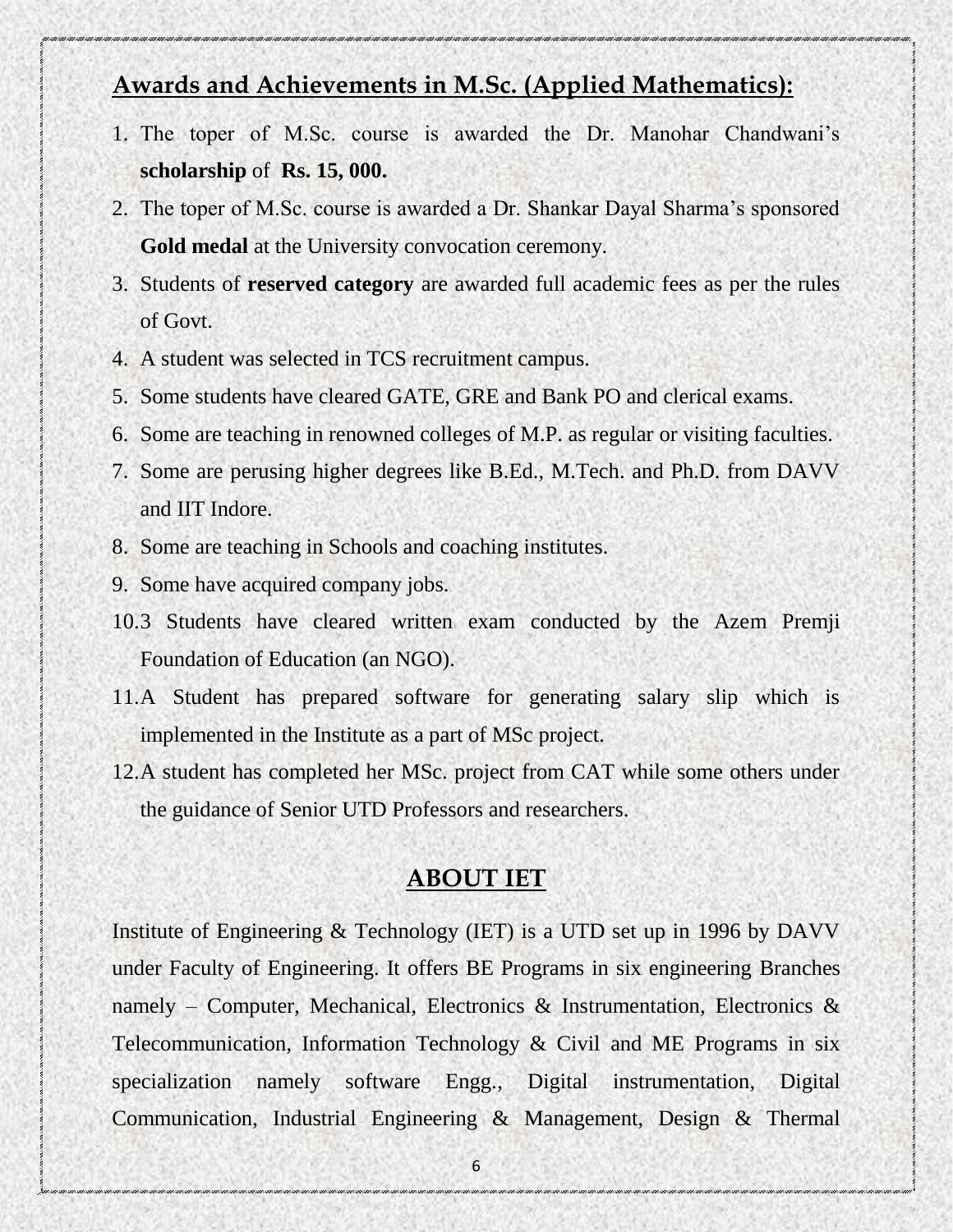## Awards and Achievements in M.Sc. (Applied Mathematics):

1. The toper of M.Sc. course is awarded the Dr. Manohar Chandwani's **scholarship** of **Rs. 15, 000.**
2. The toper of M.Sc. course is awarded a Dr. Shankar Dayal Sharma's sponsored **Gold medal** at the University convocation ceremony.
3. Students of **reserved category** are awarded full academic fees as per the rules of Govt.
4. A student was selected in TCS recruitment campus.
5. Some students have cleared GATE, GRE and Bank PO and clerical exams.
6. Some are teaching in renowned colleges of M.P. as regular or visiting faculties.
7. Some are perusing higher degrees like B.Ed., M.Tech. and Ph.D. from DAVV and IIT Indore.
8. Some are teaching in Schools and coaching institutes.
9. Some have acquired company jobs.
10. 3 Students have cleared written exam conducted by the Azem Premji Foundation of Education (an NGO).
11. A Student has prepared software for generating salary slip which is implemented in the Institute as a part of MSc project.
12. A student has completed her MSc. project from CAT while some others under the guidance of Senior UTD Professors and researchers.

## ABOUT IET

Institute of Engineering & Technology (IET) is a UTD set up in 1996 by DAVV under Faculty of Engineering. It offers BE Programs in six engineering Branches namely – Computer, Mechanical, Electronics & Instrumentation, Electronics & Telecommunication, Information Technology & Civil and ME Programs in six specialization namely software Engg., Digital instrumentation, Digital Communication, Industrial Engineering & Management, Design & Thermal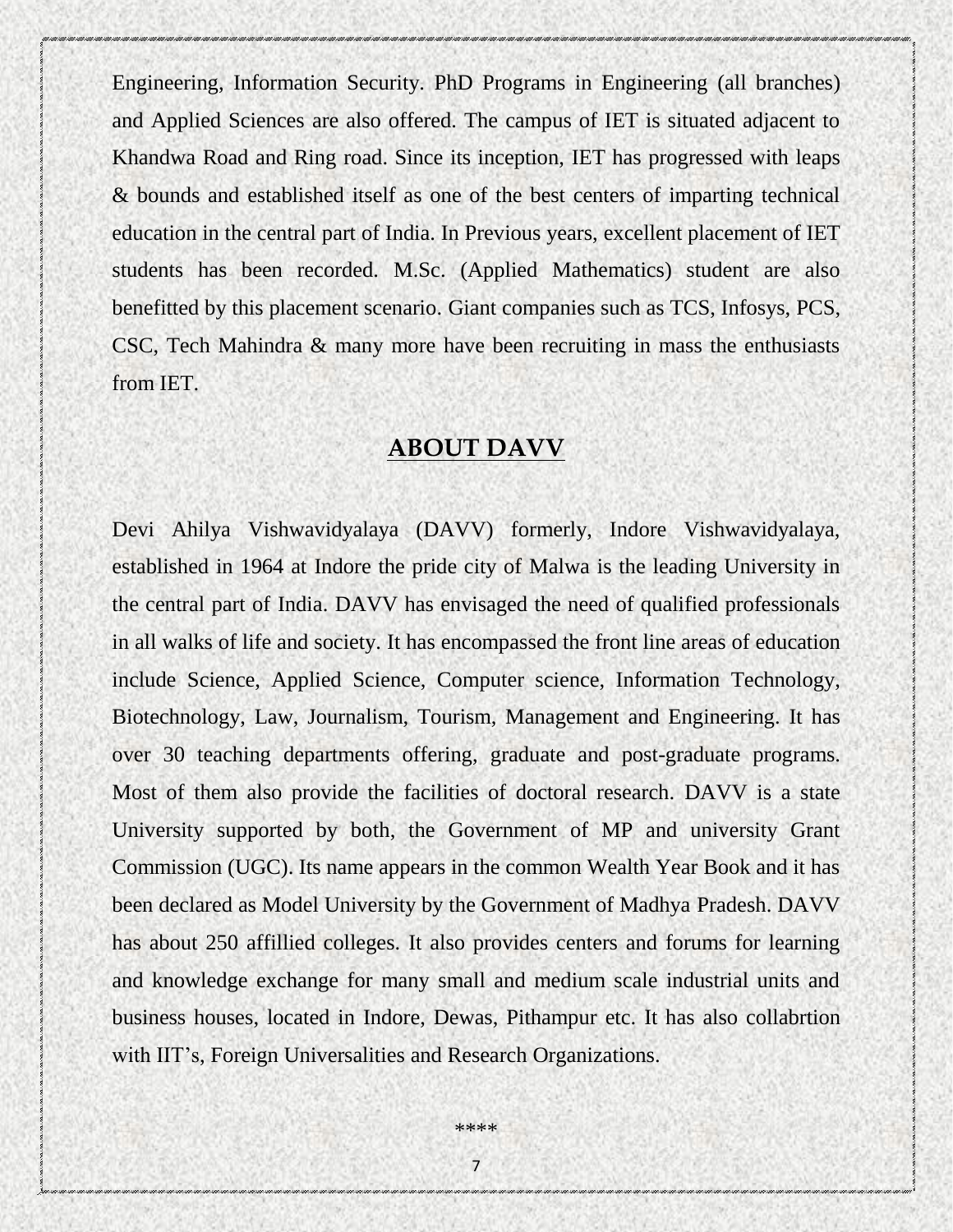Engineering, Information Security. PhD Programs in Engineering (all branches) and Applied Sciences are also offered. The campus of IET is situated adjacent to Khandwa Road and Ring road. Since its inception, IET has progressed with leaps & bounds and established itself as one of the best centers of imparting technical education in the central part of India. In Previous years, excellent placement of IET students has been recorded. M.Sc. (Applied Mathematics) student are also benefitted by this placement scenario. Giant companies such as TCS, Infosys, PCS, CSC, Tech Mahindra & many more have been recruiting in mass the enthusiasts from IET.

## ABOUT DAVV

Devi Ahilya Vishwavidyalaya (DAVV) formerly, Indore Vishwavidyalaya, established in 1964 at Indore the pride city of Malwa is the leading University in the central part of India. DAVV has envisaged the need of qualified professionals in all walks of life and society. It has encompassed the front line areas of education include Science, Applied Science, Computer science, Information Technology, Biotechnology, Law, Journalism, Tourism, Management and Engineering. It has over 30 teaching departments offering, graduate and post-graduate programs. Most of them also provide the facilities of doctoral research. DAVV is a state University supported by both, the Government of MP and university Grant Commission (UGC). Its name appears in the common Wealth Year Book and it has been declared as Model University by the Government of Madhya Pradesh. DAVV has about 250 affillied colleges. It also provides centers and forums for learning and knowledge exchange for many small and medium scale industrial units and business houses, located in Indore, Dewas, Pithampur etc. It has also collabrtion with IIT's, Foreign Universalities and Research Organizations.

****